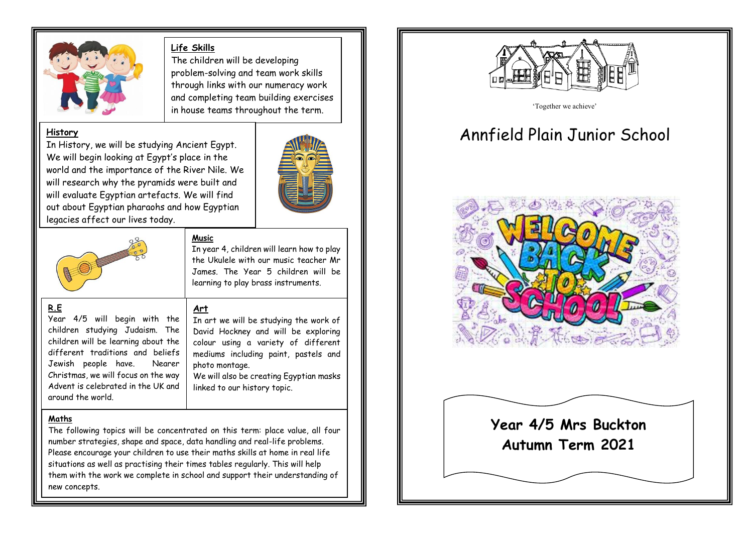## Life Skills

The children will be developing problem-solving and team work skills through links with our numeracy work and completing team building exercises in house teams throughout the term.

## History

In History, we will be studying Ancient Egypt. We will begin looking at Egypt's place in the world and the importance of the River Nile. We will research why the pyramids were built and will evaluate Egyptian artefacts. We will find out about Egyptian pharaohs and how Egyptian legacies affect our lives today.

## Music

In year 4, children will learn how to play the Ukulele with our music teacher Mr James. The Year 5 children will be learning to play brass instruments.

## R.E

Year 4/5 will begin with the children studying Judaism. The children will be learning about the different traditions and beliefs Jewish people have. Nearer Christmas, we will focus on the way Advent is celebrated in the UK and around the world.

## Art

In art we will be studying the work of David Hockney and will be exploring colour using a variety of different mediums including paint, pastels and photo montage.

We will also be creating Egyptian masks linked to our history topic.

## Maths

The following topics will be concentrated on this term: place value, all four number strategies, shape and space, data handling and real-life problems. Please encourage your children to use their maths skills at home in real life situations as well as practising their times tables regularly. This will help them with the work we complete in school and support their understanding of new concepts.

'Together we achieve'

# Annfield Plain Junior School

WELCOME BACK TO SCHOOL

**Year 4/5 Mrs Buckton**

**Autumn Term 2021**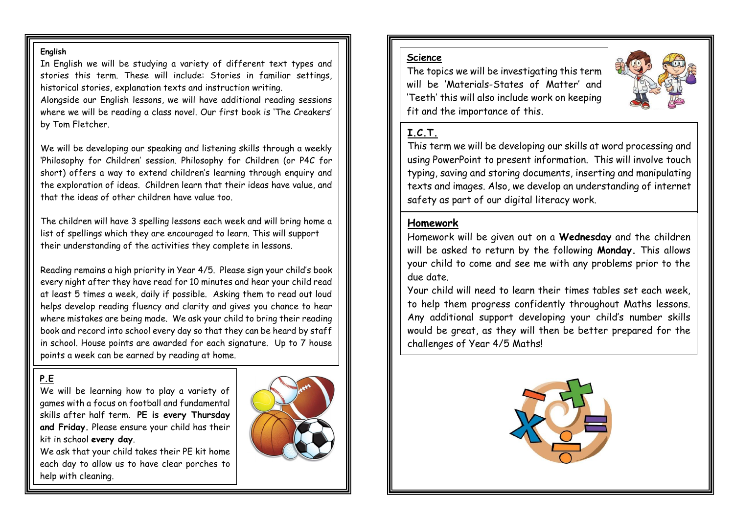## English

In English we will be studying a variety of different text types and stories this term. These will include: Stories in familiar settings, historical stories, explanation texts and instruction writing.

Alongside our English lessons, we will have additional reading sessions where we will be reading a class novel. Our first book is 'The Creakers' by Tom Fletcher.

We will be developing our speaking and listening skills through a weekly 'Philosophy for Children' session. Philosophy for Children (or P4C for short) offers a way to extend children's learning through enquiry and the exploration of ideas. Children learn that their ideas have value, and that the ideas of other children have value too.

The children will have 3 spelling lessons each week and will bring home a list of spellings which they are encouraged to learn. This will support their understanding of the activities they complete in lessons.

Reading remains a high priority in Year 4/5. Please sign your child's book every night after they have read for 10 minutes and hear your child read at least 5 times a week, daily if possible. Asking them to read out loud helps develop reading fluency and clarity and gives you chance to hear where mistakes are being made. We ask your child to bring their reading book and record into school every day so that they can be heard by staff in school. House points are awarded for each signature. Up to 7 house points a week can be earned by reading at home.

## P.E

We will be learning how to play a variety of games with a focus on football and fundamental skills after half term. **PE is every Thursday and Friday.** Please ensure your child has their kit in school **every day**.

We ask that your child takes their PE kit home each day to allow us to have clear porches to help with cleaning.

## Science

The topics we will be investigating this term will be 'Materials-States of Matter' and 'Teeth' this will also include work on keeping fit and the importance of this.

## I.C.T.

This term we will be developing our skills at word processing and using PowerPoint to present information. This will involve touch typing, saving and storing documents, inserting and manipulating texts and images. Also, we develop an understanding of internet safety as part of our digital literacy work.

## Homework

Homework will be given out on a **Wednesday** and the children will be asked to return by the following **Monday.** This allows your child to come and see me with any problems prior to the due date.

Your child will need to learn their times tables set each week, to help them progress confidently throughout Maths lessons. Any additional support developing your child's number skills would be great, as they will then be better prepared for the challenges of Year 4/5 Maths!